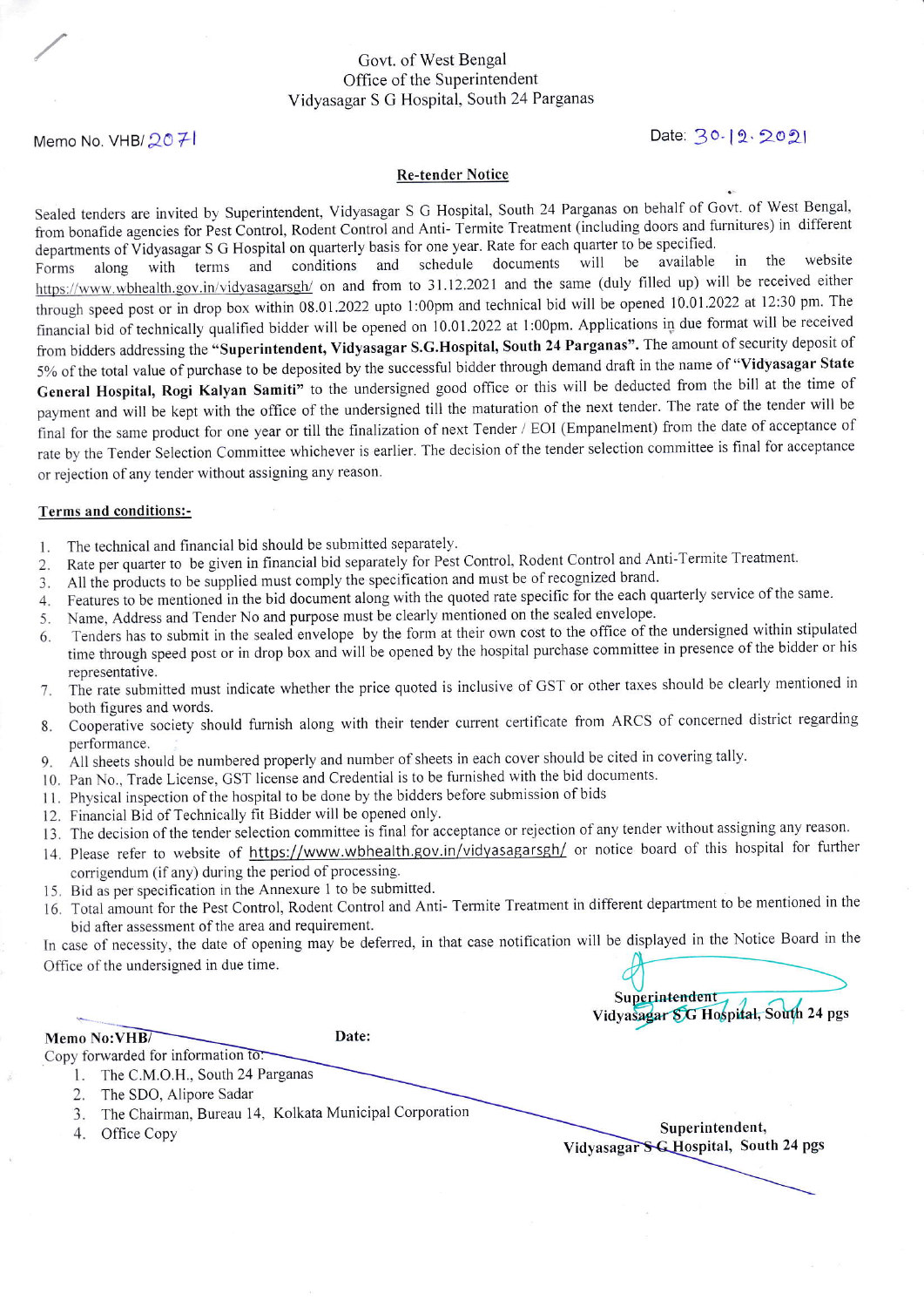Govt. of West Bengal
Office of the Superintendent
Vidyasagar S G Hospital, South 24 Parganas

Memo No. VHB/ 2071

Date: 30.12.2021

## Re-tender Notice

Sealed tenders are invited by Superintendent, Vidyasagar S G Hospital, South 24 Parganas on behalf of Govt. of West Bengal, from bonafide agencies for Pest Control, Rodent Control and Anti- Termite Treatment (including doors and furnitures) in different departments of Vidyasagar S G Hospital on quarterly basis for one year. Rate for each quarter to be specified.
Forms along with terms and conditions and schedule documents will be available in the website https://www.wbhealth.gov.in/vidyasagarsgh/ on and from to 31.12.2021 and the same (duly filled up) will be received either through speed post or in drop box within 08.01.2022 upto 1:00pm and technical bid will be opened 10.01.2022 at 12:30 pm. The financial bid of technically qualified bidder will be opened on 10.01.2022 at 1:00pm. Applications in due format will be received from bidders addressing the **"Superintendent, Vidyasagar S.G.Hospital, South 24 Parganas"**. The amount of security deposit of 5% of the total value of purchase to be deposited by the successful bidder through demand draft in the name of **"Vidyasagar State General Hospital, Rogi Kalyan Samiti"** to the undersigned good office or this will be deducted from the bill at the time of payment and will be kept with the office of the undersigned till the maturation of the next tender. The rate of the tender will be final for the same product for one year or till the finalization of next Tender / EOI (Empanelment) from the date of acceptance of rate by the Tender Selection Committee whichever is earlier. The decision of the tender selection committee is final for acceptance or rejection of any tender without assigning any reason.

**Terms and conditions:-**

1. The technical and financial bid should be submitted separately.
2. Rate per quarter to be given in financial bid separately for Pest Control, Rodent Control and Anti-Termite Treatment.
3. All the products to be supplied must comply the specification and must be of recognized brand.
4. Features to be mentioned in the bid document along with the quoted rate specific for the each quarterly service of the same.
5. Name, Address and Tender No and purpose must be clearly mentioned on the sealed envelope.
6. Tenders has to submit in the sealed envelope by the form at their own cost to the office of the undersigned within stipulated time through speed post or in drop box and will be opened by the hospital purchase committee in presence of the bidder or his representative.
7. The rate submitted must indicate whether the price quoted is inclusive of GST or other taxes should be clearly mentioned in both figures and words.
8. Cooperative society should furnish along with their tender current certificate from ARCS of concerned district regarding performance.
9. All sheets should be numbered properly and number of sheets in each cover should be cited in covering tally.
10. Pan No., Trade License, GST license and Credential is to be furnished with the bid documents.
11. Physical inspection of the hospital to be done by the bidders before submission of bids
12. Financial Bid of Technically fit Bidder will be opened only.
13. The decision of the tender selection committee is final for acceptance or rejection of any tender without assigning any reason.
14. Please refer to website of https://www.wbhealth.gov.in/vidyasagarsgh/ or notice board of this hospital for further corrigendum (if any) during the period of processing.
15. Bid as per specification in the Annexure 1 to be submitted.
16. Total amount for the Pest Control, Rodent Control and Anti- Termite Treatment in different department to be mentioned in the bid after assessment of the area and requirement.

In case of necessity, the date of opening may be deferred, in that case notification will be displayed in the Notice Board in the Office of the undersigned in due time.

Superintendent
Vidyasagar S G Hospital, South 24 pgs

**Memo No:VHB/** **Date:**

Copy forwarded for information to:

1. The C.M.O.H., South 24 Parganas
2. The SDO, Alipore Sadar
3. The Chairman, Bureau 14, Kolkata Municipal Corporation
4. Office Copy

**Superintendent,**
**Vidyasagar S G Hospital, South 24 pgs**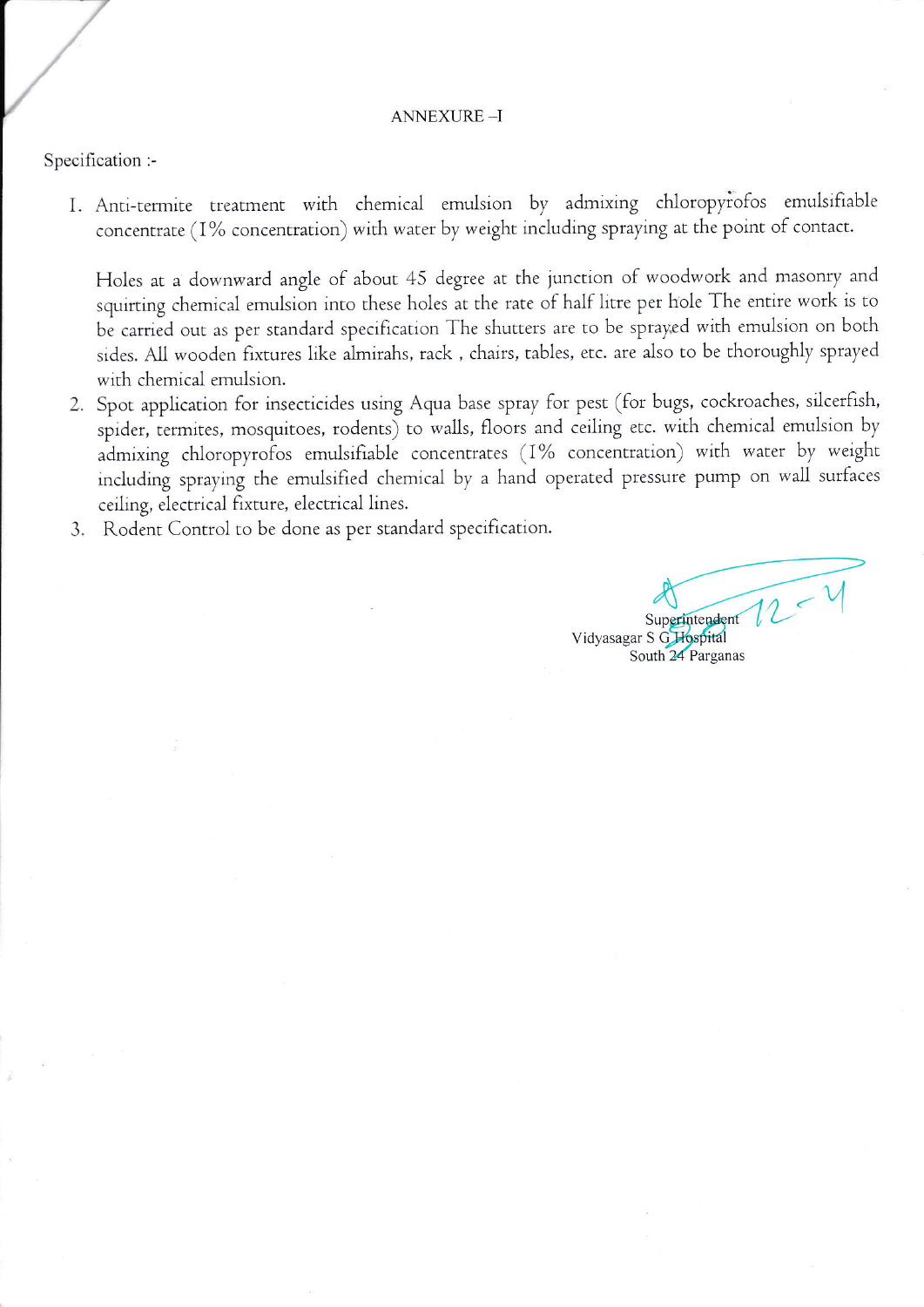ANNEXURE –I

Specification :-

1. Anti-termite treatment with chemical emulsion by admixing chloropyrofos emulsifiable concentrate (1% concentration) with water by weight including spraying at the point of contact.

   Holes at a downward angle of about 45 degree at the junction of woodwork and masonry and squirting chemical emulsion into these holes at the rate of half litre per hole The entire work is to be carried out as per standard specification The shutters are to be sprayed with emulsion on both sides. All wooden fixtures like almirahs, rack , chairs, tables, etc. are also to be thoroughly sprayed with chemical emulsion.

2. Spot application for insecticides using Aqua base spray for pest (for bugs, cockroaches, silcerfish, spider, termites, mosquitoes, rodents) to walls, floors and ceiling etc. with chemical emulsion by admixing chloropyrofos emulsifiable concentrates (1% concentration) with water by weight including spraying the emulsified chemical by a hand operated pressure pump on wall surfaces ceiling, electrical fixture, electrical lines.

3. Rodent Control to be done as per standard specification.

Superintendent
Vidyasagar S G Hospital
South 24 Parganas